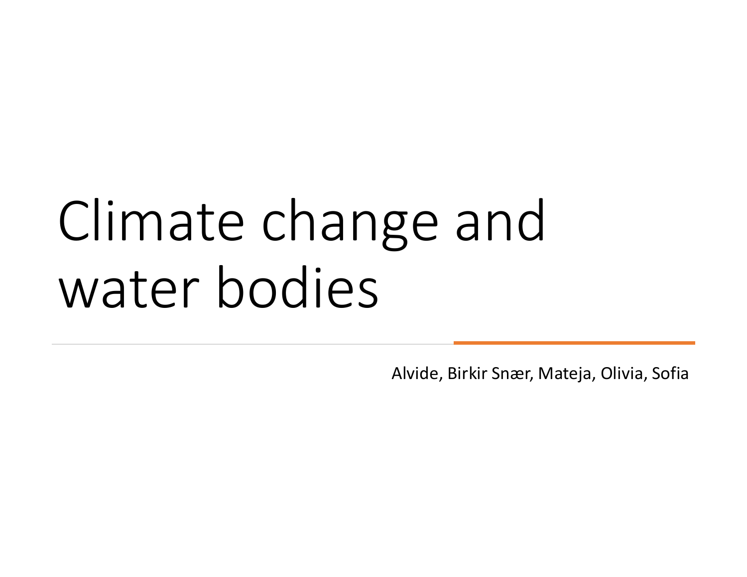# Climate change and water bodies

Alvide, Birkir Snær, Mateja, Olivia, Sofia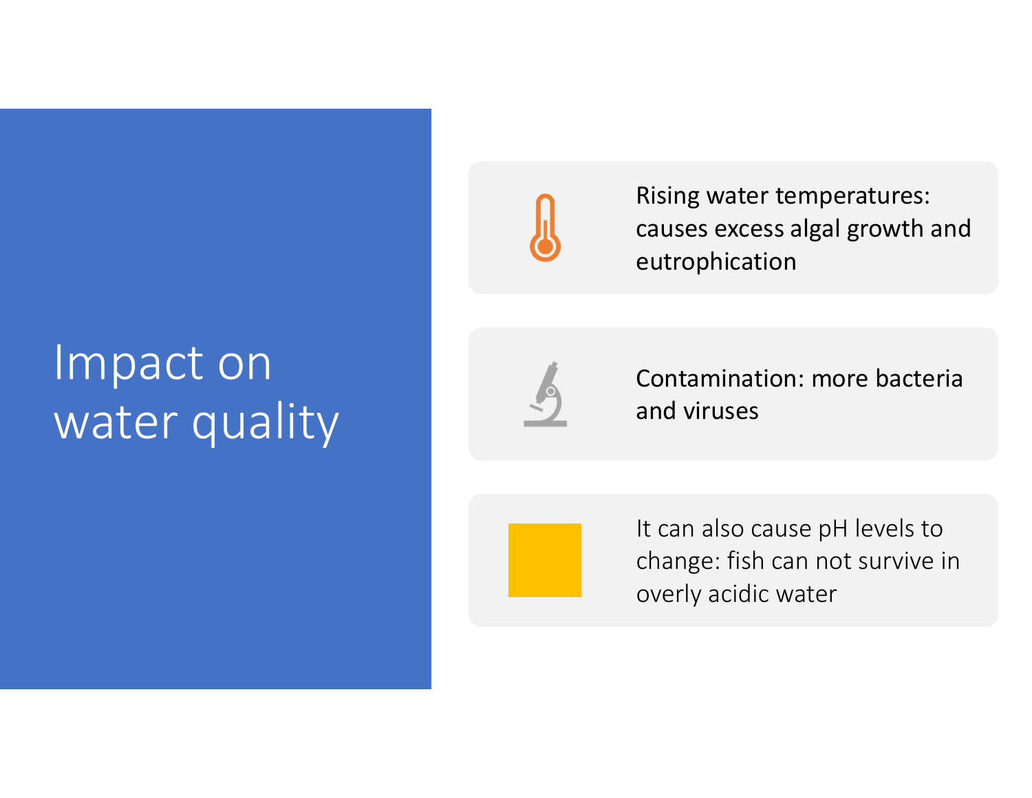# Impact on water quality

- Rising water temperatures: causes excess algal growth and eutrophication
- Contamination: more bacteria and viruses
- It can also cause pH levels to change: fish can not survive in overly acidic water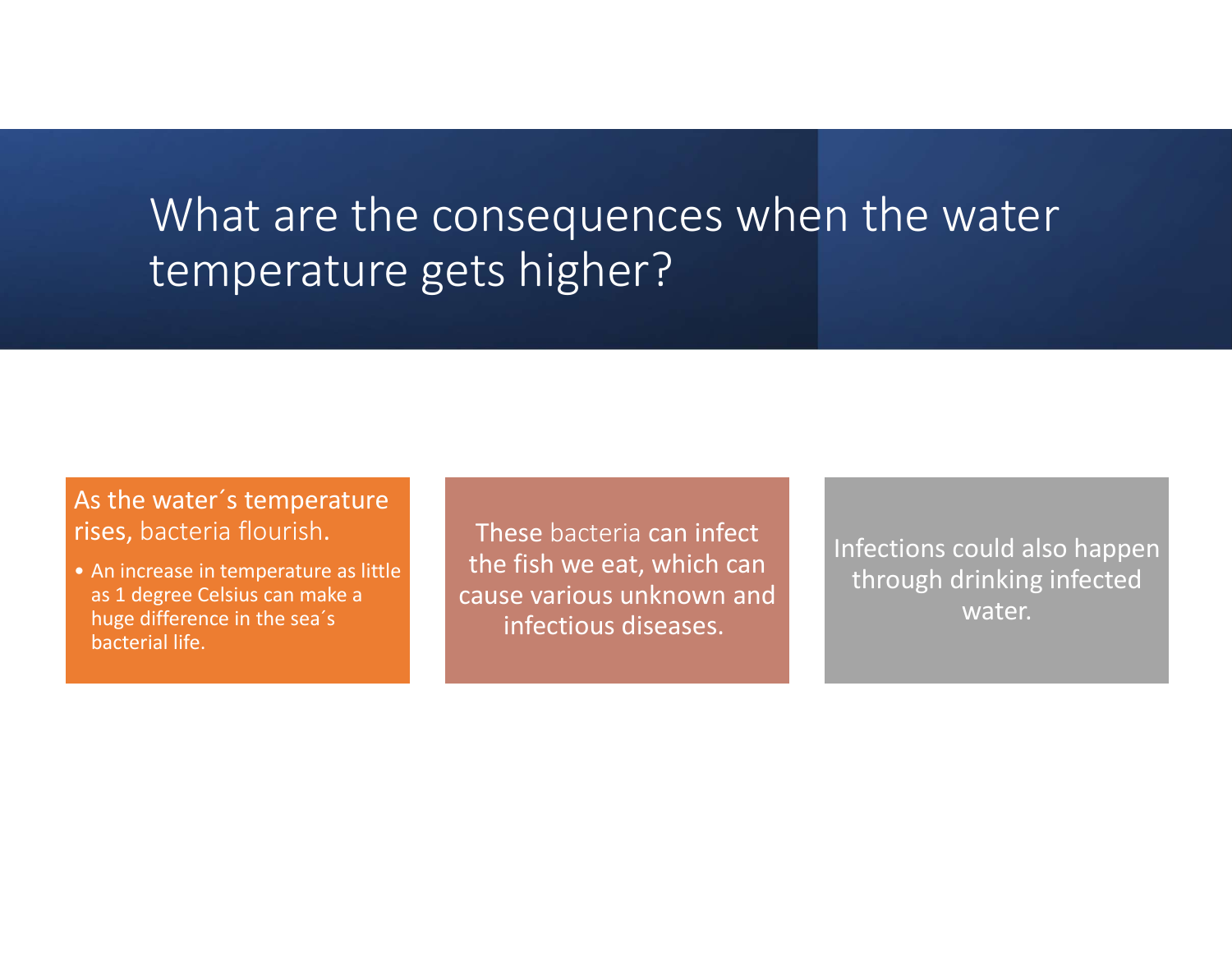# What are the consequences when the water temperature gets higher?

As the water´s temperature rises, bacteria flourish.

- An increase in temperature as little as 1 degree Celsius can make a huge difference in the sea´s bacterial life.

These bacteria can infect the fish we eat, which can cause various unknown and infectious diseases.

Infections could also happen through drinking infected water.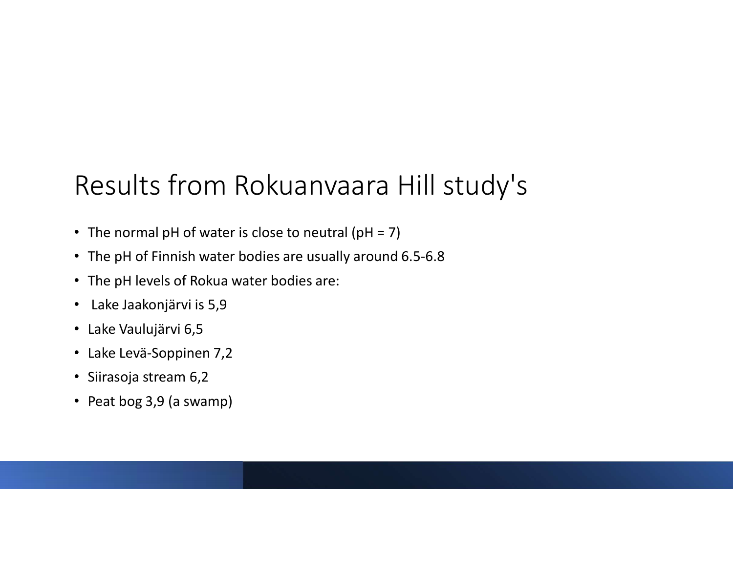# Results from Rokuanvaara Hill study's

- The normal pH of water is close to neutral (pH = 7)
- The pH of Finnish water bodies are usually around 6.5-6.8
- The pH levels of Rokua water bodies are:
- Lake Jaakonjärvi is 5,9
- Lake Vaulujärvi 6,5
- Lake Levä-Soppinen 7,2
- Siirasoja stream 6,2
- Peat bog 3,9 (a swamp)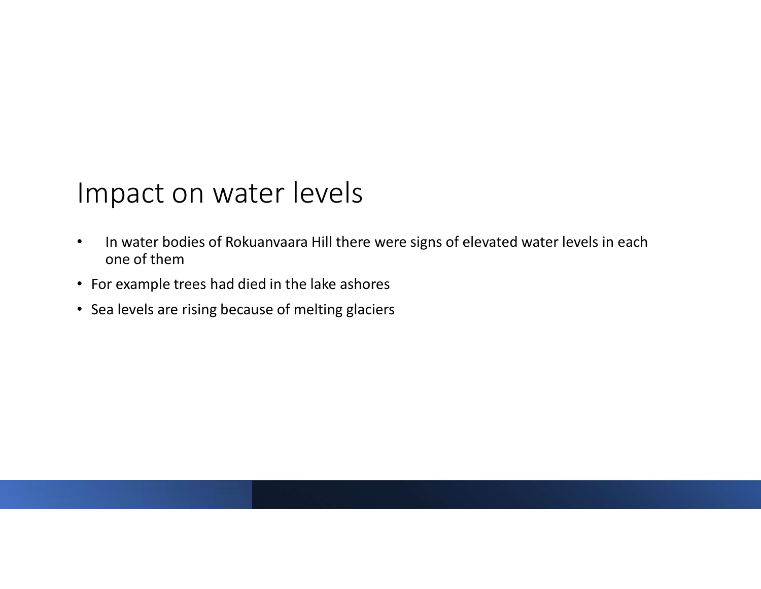# Impact on water levels

- In water bodies of Rokuanvaara Hill there were signs of elevated water levels in each one of them
- For example trees had died in the lake ashores
- Sea levels are rising because of melting glaciers